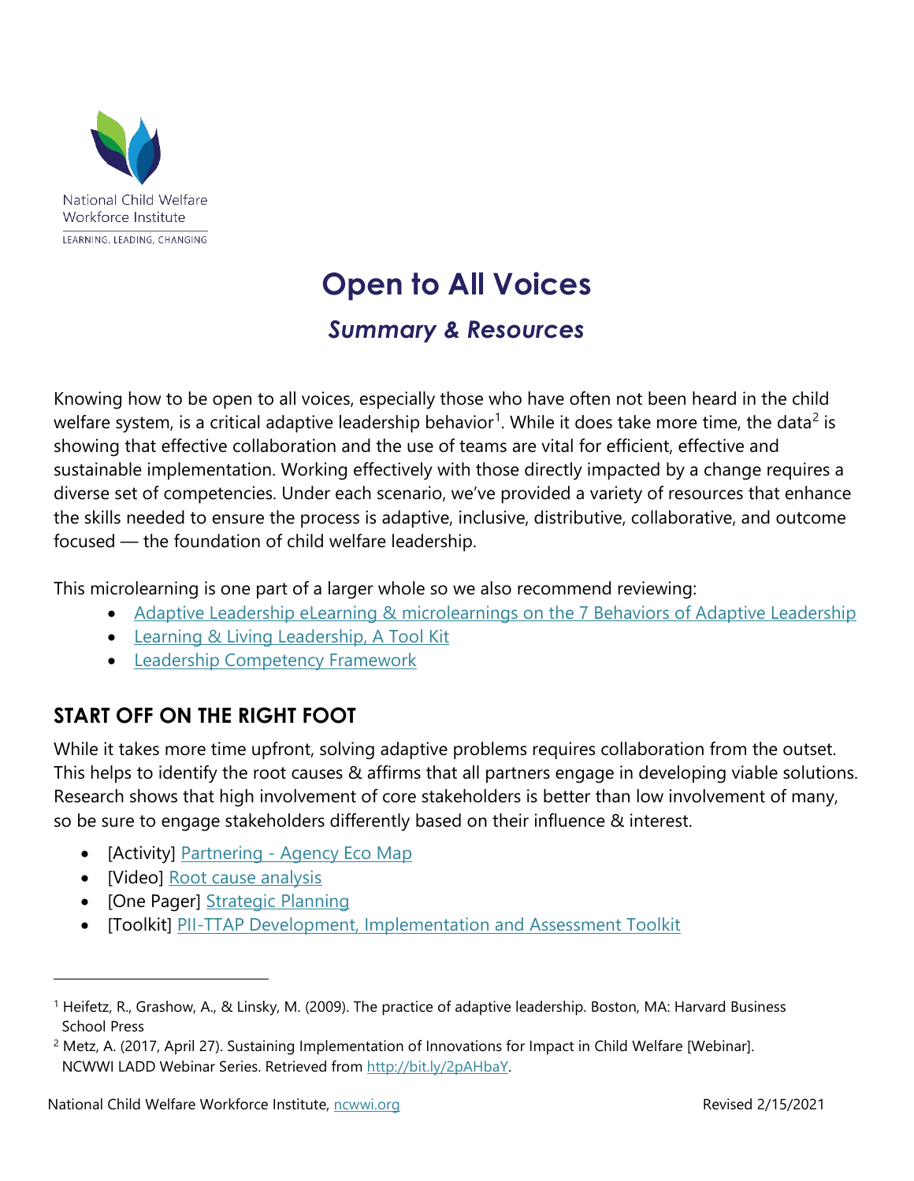National Child Welfare Workforce Institute

LEARNING, LEADING, CHANGING

# Open to All Voices

## *Summary & Resources*

Knowing how to be open to all voices, especially those who have often not been heard in the child welfare system, is a critical adaptive leadership behavior[1]. While it does take more time, the data[2] is showing that effective collaboration and the use of teams are vital for efficient, effective and sustainable implementation. Working effectively with those directly impacted by a change requires a diverse set of competencies. Under each scenario, we've provided a variety of resources that enhance the skills needed to ensure the process is adaptive, inclusive, distributive, collaborative, and outcome focused — the foundation of child welfare leadership.

This microlearning is one part of a larger whole so we also recommend reviewing:

- Adaptive Leadership eLearning & microlearnings on the 7 Behaviors of Adaptive Leadership
- Learning & Living Leadership, A Tool Kit
- Leadership Competency Framework

## START OFF ON THE RIGHT FOOT

While it takes more time upfront, solving adaptive problems requires collaboration from the outset. This helps to identify the root causes & affirms that all partners engage in developing viable solutions. Research shows that high involvement of core stakeholders is better than low involvement of many, so be sure to engage stakeholders differently based on their influence & interest.

- [Activity] Partnering - Agency Eco Map
- [Video] Root cause analysis
- [One Pager] Strategic Planning
- [Toolkit] PII-TTAP Development, Implementation and Assessment Toolkit

---

[1] Heifetz, R., Grashow, A., & Linsky, M. (2009). The practice of adaptive leadership. Boston, MA: Harvard Business School Press

[2] Metz, A. (2017, April 27). Sustaining Implementation of Innovations for Impact in Child Welfare [Webinar]. NCWWI LADD Webinar Series. Retrieved from http://bit.ly/2pAHbaY.

National Child Welfare Workforce Institute, ncwwi.org Revised 2/15/2021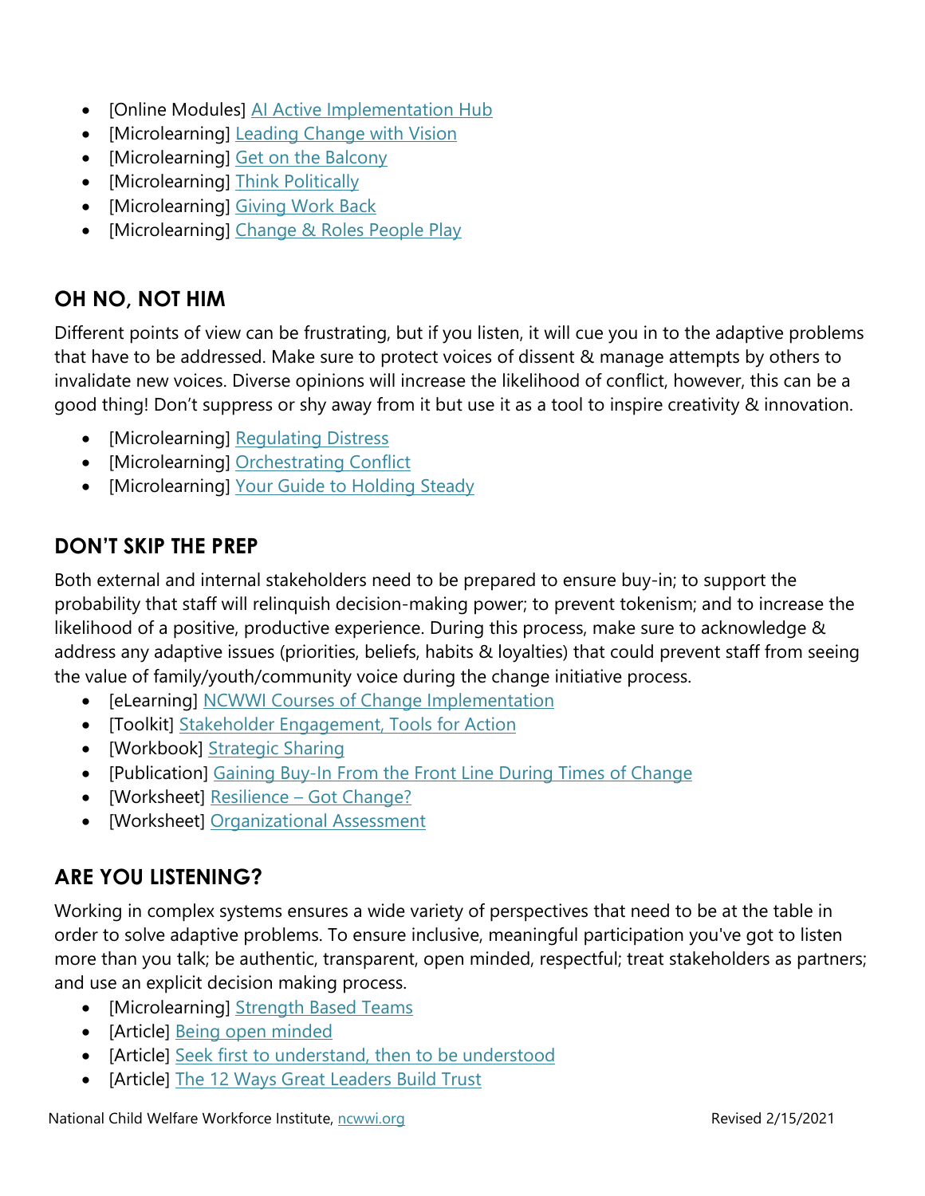- [Online Modules] AI Active Implementation Hub
- [Microlearning] Leading Change with Vision
- [Microlearning] Get on the Balcony
- [Microlearning] Think Politically
- [Microlearning] Giving Work Back
- [Microlearning] Change & Roles People Play

## OH NO, NOT HIM

Different points of view can be frustrating, but if you listen, it will cue you in to the adaptive problems that have to be addressed. Make sure to protect voices of dissent & manage attempts by others to invalidate new voices. Diverse opinions will increase the likelihood of conflict, however, this can be a good thing! Don't suppress or shy away from it but use it as a tool to inspire creativity & innovation.

- [Microlearning] Regulating Distress
- [Microlearning] Orchestrating Conflict
- [Microlearning] Your Guide to Holding Steady

## DON'T SKIP THE PREP

Both external and internal stakeholders need to be prepared to ensure buy-in; to support the probability that staff will relinquish decision-making power; to prevent tokenism; and to increase the likelihood of a positive, productive experience. During this process, make sure to acknowledge & address any adaptive issues (priorities, beliefs, habits & loyalties) that could prevent staff from seeing the value of family/youth/community voice during the change initiative process.

- [eLearning] NCWWI Courses of Change Implementation
- [Toolkit] Stakeholder Engagement, Tools for Action
- [Workbook] Strategic Sharing
- [Publication] Gaining Buy-In From the Front Line During Times of Change
- [Worksheet] Resilience – Got Change?
- [Worksheet] Organizational Assessment

## ARE YOU LISTENING?

Working in complex systems ensures a wide variety of perspectives that need to be at the table in order to solve adaptive problems. To ensure inclusive, meaningful participation you've got to listen more than you talk; be authentic, transparent, open minded, respectful; treat stakeholders as partners; and use an explicit decision making process.

- [Microlearning] Strength Based Teams
- [Article] Being open minded
- [Article] Seek first to understand, then to be understood
- [Article] The 12 Ways Great Leaders Build Trust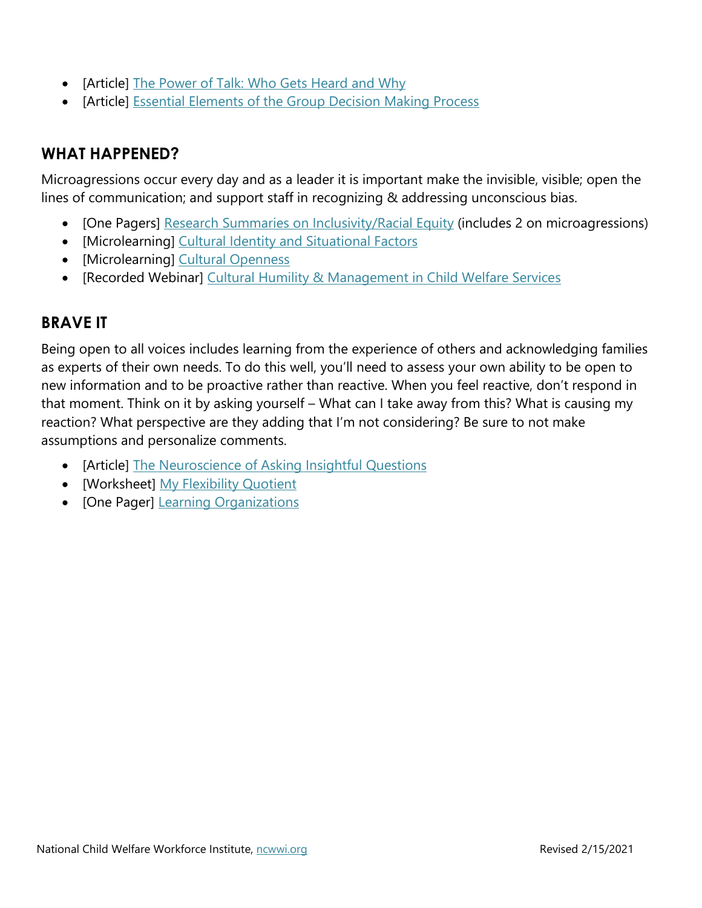- [Article] The Power of Talk: Who Gets Heard and Why
- [Article] Essential Elements of the Group Decision Making Process

## WHAT HAPPENED?

Microagressions occur every day and as a leader it is important make the invisible, visible; open the lines of communication; and support staff in recognizing & addressing unconscious bias.

- [One Pagers] Research Summaries on Inclusivity/Racial Equity (includes 2 on microagressions)
- [Microlearning] Cultural Identity and Situational Factors
- [Microlearning] Cultural Openness
- [Recorded Webinar] Cultural Humility & Management in Child Welfare Services

## BRAVE IT

Being open to all voices includes learning from the experience of others and acknowledging families as experts of their own needs. To do this well, you'll need to assess your own ability to be open to new information and to be proactive rather than reactive. When you feel reactive, don't respond in that moment. Think on it by asking yourself – What can I take away from this? What is causing my reaction? What perspective are they adding that I'm not considering? Be sure to not make assumptions and personalize comments.

- [Article] The Neuroscience of Asking Insightful Questions
- [Worksheet] My Flexibility Quotient
- [One Pager] Learning Organizations